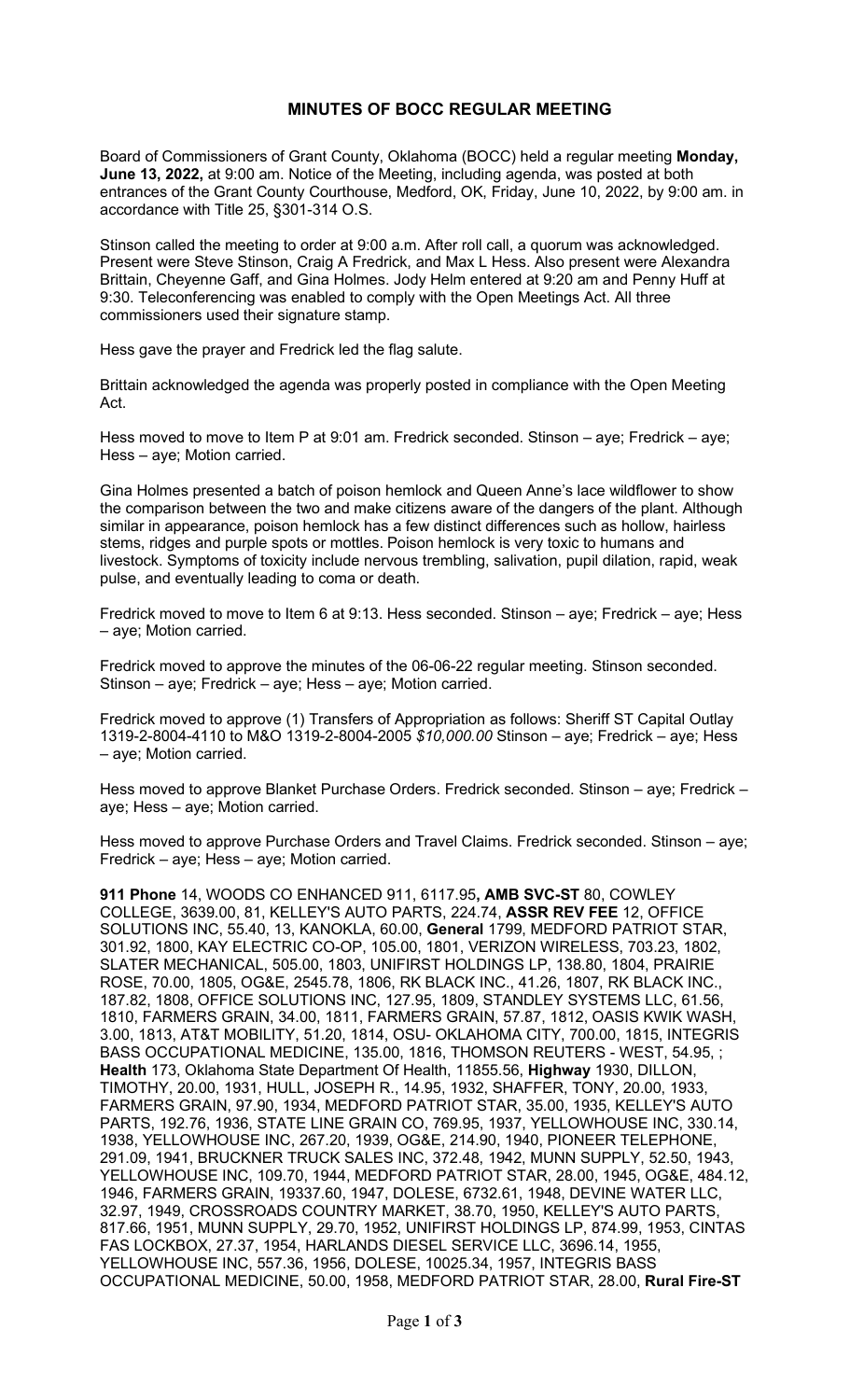# MINUTES OF BOCC REGULAR MEETING

Board of Commissioners of Grant County, Oklahoma (BOCC) held a regular meeting **Monday, June 13, 2022,** at 9:00 am. Notice of the Meeting, including agenda, was posted at both entrances of the Grant County Courthouse, Medford, OK, Friday, June 10, 2022, by 9:00 am. in accordance with Title 25, §301-314 O.S.

Stinson called the meeting to order at 9:00 a.m. After roll call, a quorum was acknowledged. Present were Steve Stinson, Craig A Fredrick, and Max L Hess. Also present were Alexandra Brittain, Cheyenne Gaff, and Gina Holmes. Jody Helm entered at 9:20 am and Penny Huff at 9:30. Teleconferencing was enabled to comply with the Open Meetings Act. All three commissioners used their signature stamp.

Hess gave the prayer and Fredrick led the flag salute.

Brittain acknowledged the agenda was properly posted in compliance with the Open Meeting Act.

Hess moved to move to Item P at 9:01 am. Fredrick seconded. Stinson – aye; Fredrick – aye; Hess – aye; Motion carried.

Gina Holmes presented a batch of poison hemlock and Queen Anne's lace wildflower to show the comparison between the two and make citizens aware of the dangers of the plant. Although similar in appearance, poison hemlock has a few distinct differences such as hollow, hairless stems, ridges and purple spots or mottles. Poison hemlock is very toxic to humans and livestock. Symptoms of toxicity include nervous trembling, salivation, pupil dilation, rapid, weak pulse, and eventually leading to coma or death.

Fredrick moved to move to Item 6 at 9:13. Hess seconded. Stinson – aye; Fredrick – aye; Hess – aye; Motion carried.

Fredrick moved to approve the minutes of the 06-06-22 regular meeting. Stinson seconded. Stinson – aye; Fredrick – aye; Hess – aye; Motion carried.

Fredrick moved to approve (1) Transfers of Appropriation as follows: Sheriff ST Capital Outlay 1319-2-8004-4110 to M&O 1319-2-8004-2005 *$10,000.00* Stinson – aye; Fredrick – aye; Hess – aye; Motion carried.

Hess moved to approve Blanket Purchase Orders. Fredrick seconded. Stinson – aye; Fredrick – aye; Hess – aye; Motion carried.

Hess moved to approve Purchase Orders and Travel Claims. Fredrick seconded. Stinson – aye; Fredrick – aye; Hess – aye; Motion carried.

**911 Phone** 14, WOODS CO ENHANCED 911, 6117.95**, AMB SVC-ST** 80, COWLEY COLLEGE, 3639.00, 81, KELLEY'S AUTO PARTS, 224.74, **ASSR REV FEE** 12, OFFICE SOLUTIONS INC, 55.40, 13, KANOKLA, 60.00, **General** 1799, MEDFORD PATRIOT STAR, 301.92, 1800, KAY ELECTRIC CO-OP, 105.00, 1801, VERIZON WIRELESS, 703.23, 1802, SLATER MECHANICAL, 505.00, 1803, UNIFIRST HOLDINGS LP, 138.80, 1804, PRAIRIE ROSE, 70.00, 1805, OG&E, 2545.78, 1806, RK BLACK INC., 41.26, 1807, RK BLACK INC., 187.82, 1808, OFFICE SOLUTIONS INC, 127.95, 1809, STANDLEY SYSTEMS LLC, 61.56, 1810, FARMERS GRAIN, 34.00, 1811, FARMERS GRAIN, 57.87, 1812, OASIS KWIK WASH, 3.00, 1813, AT&T MOBILITY, 51.20, 1814, OSU- OKLAHOMA CITY, 700.00, 1815, INTEGRIS BASS OCCUPATIONAL MEDICINE, 135.00, 1816, THOMSON REUTERS - WEST, 54.95, ; **Health** 173, Oklahoma State Department Of Health, 11855.56, **Highway** 1930, DILLON, TIMOTHY, 20.00, 1931, HULL, JOSEPH R., 14.95, 1932, SHAFFER, TONY, 20.00, 1933, FARMERS GRAIN, 97.90, 1934, MEDFORD PATRIOT STAR, 35.00, 1935, KELLEY'S AUTO PARTS, 192.76, 1936, STATE LINE GRAIN CO, 769.95, 1937, YELLOWHOUSE INC, 330.14, 1938, YELLOWHOUSE INC, 267.20, 1939, OG&E, 214.90, 1940, PIONEER TELEPHONE, 291.09, 1941, BRUCKNER TRUCK SALES INC, 372.48, 1942, MUNN SUPPLY, 52.50, 1943, YELLOWHOUSE INC, 109.70, 1944, MEDFORD PATRIOT STAR, 28.00, 1945, OG&E, 484.12, 1946, FARMERS GRAIN, 19337.60, 1947, DOLESE, 6732.61, 1948, DEVINE WATER LLC, 32.97, 1949, CROSSROADS COUNTRY MARKET, 38.70, 1950, KELLEY'S AUTO PARTS, 817.66, 1951, MUNN SUPPLY, 29.70, 1952, UNIFIRST HOLDINGS LP, 874.99, 1953, CINTAS FAS LOCKBOX, 27.37, 1954, HARLANDS DIESEL SERVICE LLC, 3696.14, 1955, YELLOWHOUSE INC, 557.36, 1956, DOLESE, 10025.34, 1957, INTEGRIS BASS OCCUPATIONAL MEDICINE, 50.00, 1958, MEDFORD PATRIOT STAR, 28.00, **Rural Fire-ST**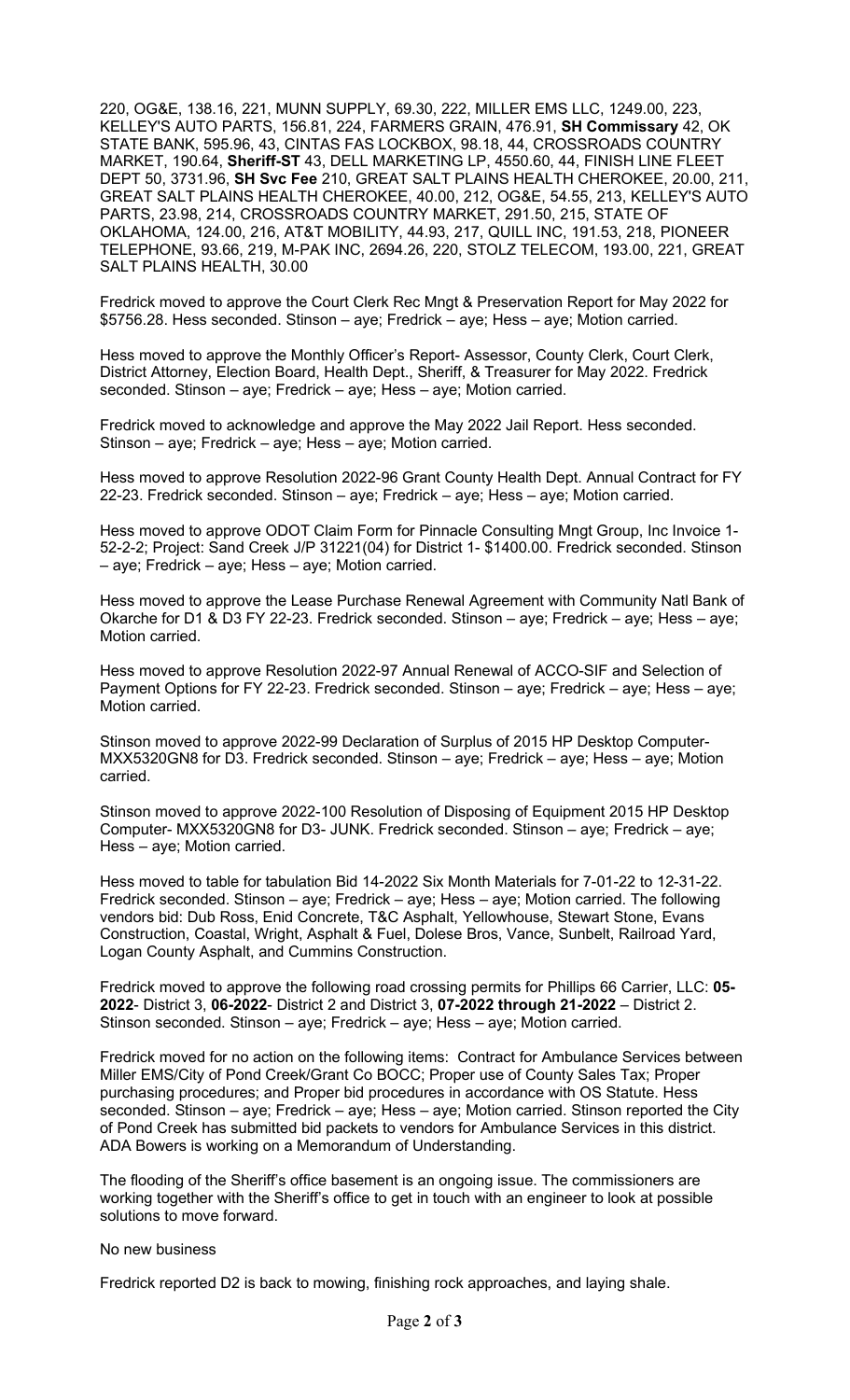220, OG&E, 138.16, 221, MUNN SUPPLY, 69.30, 222, MILLER EMS LLC, 1249.00, 223, KELLEY'S AUTO PARTS, 156.81, 224, FARMERS GRAIN, 476.91, **SH Commissary** 42, OK STATE BANK, 595.96, 43, CINTAS FAS LOCKBOX, 98.18, 44, CROSSROADS COUNTRY MARKET, 190.64, **Sheriff-ST** 43, DELL MARKETING LP, 4550.60, 44, FINISH LINE FLEET DEPT 50, 3731.96, **SH Svc Fee** 210, GREAT SALT PLAINS HEALTH CHEROKEE, 20.00, 211, GREAT SALT PLAINS HEALTH CHEROKEE, 40.00, 212, OG&E, 54.55, 213, KELLEY'S AUTO PARTS, 23.98, 214, CROSSROADS COUNTRY MARKET, 291.50, 215, STATE OF OKLAHOMA, 124.00, 216, AT&T MOBILITY, 44.93, 217, QUILL INC, 191.53, 218, PIONEER TELEPHONE, 93.66, 219, M-PAK INC, 2694.26, 220, STOLZ TELECOM, 193.00, 221, GREAT SALT PLAINS HEALTH, 30.00

Fredrick moved to approve the Court Clerk Rec Mngt & Preservation Report for May 2022 for $5756.28. Hess seconded. Stinson – aye; Fredrick – aye; Hess – aye; Motion carried.

Hess moved to approve the Monthly Officer's Report- Assessor, County Clerk, Court Clerk, District Attorney, Election Board, Health Dept., Sheriff, & Treasurer for May 2022. Fredrick seconded. Stinson – aye; Fredrick – aye; Hess – aye; Motion carried.

Fredrick moved to acknowledge and approve the May 2022 Jail Report. Hess seconded. Stinson – aye; Fredrick – aye; Hess – aye; Motion carried.

Hess moved to approve Resolution 2022-96 Grant County Health Dept. Annual Contract for FY 22-23. Fredrick seconded. Stinson – aye; Fredrick – aye; Hess – aye; Motion carried.

Hess moved to approve ODOT Claim Form for Pinnacle Consulting Mngt Group, Inc Invoice 1-52-2-2; Project: Sand Creek J/P 31221(04) for District 1- $1400.00. Fredrick seconded. Stinson – aye; Fredrick – aye; Hess – aye; Motion carried.

Hess moved to approve the Lease Purchase Renewal Agreement with Community Natl Bank of Okarche for D1 & D3 FY 22-23. Fredrick seconded. Stinson – aye; Fredrick – aye; Hess – aye; Motion carried.

Hess moved to approve Resolution 2022-97 Annual Renewal of ACCO-SIF and Selection of Payment Options for FY 22-23. Fredrick seconded. Stinson – aye; Fredrick – aye; Hess – aye; Motion carried.

Stinson moved to approve 2022-99 Declaration of Surplus of 2015 HP Desktop Computer- MXX5320GN8 for D3. Fredrick seconded. Stinson – aye; Fredrick – aye; Hess – aye; Motion carried.

Stinson moved to approve 2022-100 Resolution of Disposing of Equipment 2015 HP Desktop Computer- MXX5320GN8 for D3- JUNK. Fredrick seconded. Stinson – aye; Fredrick – aye; Hess – aye; Motion carried.

Hess moved to table for tabulation Bid 14-2022 Six Month Materials for 7-01-22 to 12-31-22. Fredrick seconded. Stinson – aye; Fredrick – aye; Hess – aye; Motion carried. The following vendors bid: Dub Ross, Enid Concrete, T&C Asphalt, Yellowhouse, Stewart Stone, Evans Construction, Coastal, Wright, Asphalt & Fuel, Dolese Bros, Vance, Sunbelt, Railroad Yard, Logan County Asphalt, and Cummins Construction.

Fredrick moved to approve the following road crossing permits for Phillips 66 Carrier, LLC: **05-2022**- District 3, **06-2022**- District 2 and District 3, **07-2022 through 21-2022** – District 2. Stinson seconded. Stinson – aye; Fredrick – aye; Hess – aye; Motion carried.

Fredrick moved for no action on the following items: Contract for Ambulance Services between Miller EMS/City of Pond Creek/Grant Co BOCC; Proper use of County Sales Tax; Proper purchasing procedures; and Proper bid procedures in accordance with OS Statute. Hess seconded. Stinson – aye; Fredrick – aye; Hess – aye; Motion carried. Stinson reported the City of Pond Creek has submitted bid packets to vendors for Ambulance Services in this district. ADA Bowers is working on a Memorandum of Understanding.

The flooding of the Sheriff's office basement is an ongoing issue. The commissioners are working together with the Sheriff's office to get in touch with an engineer to look at possible solutions to move forward.

No new business

Fredrick reported D2 is back to mowing, finishing rock approaches, and laying shale.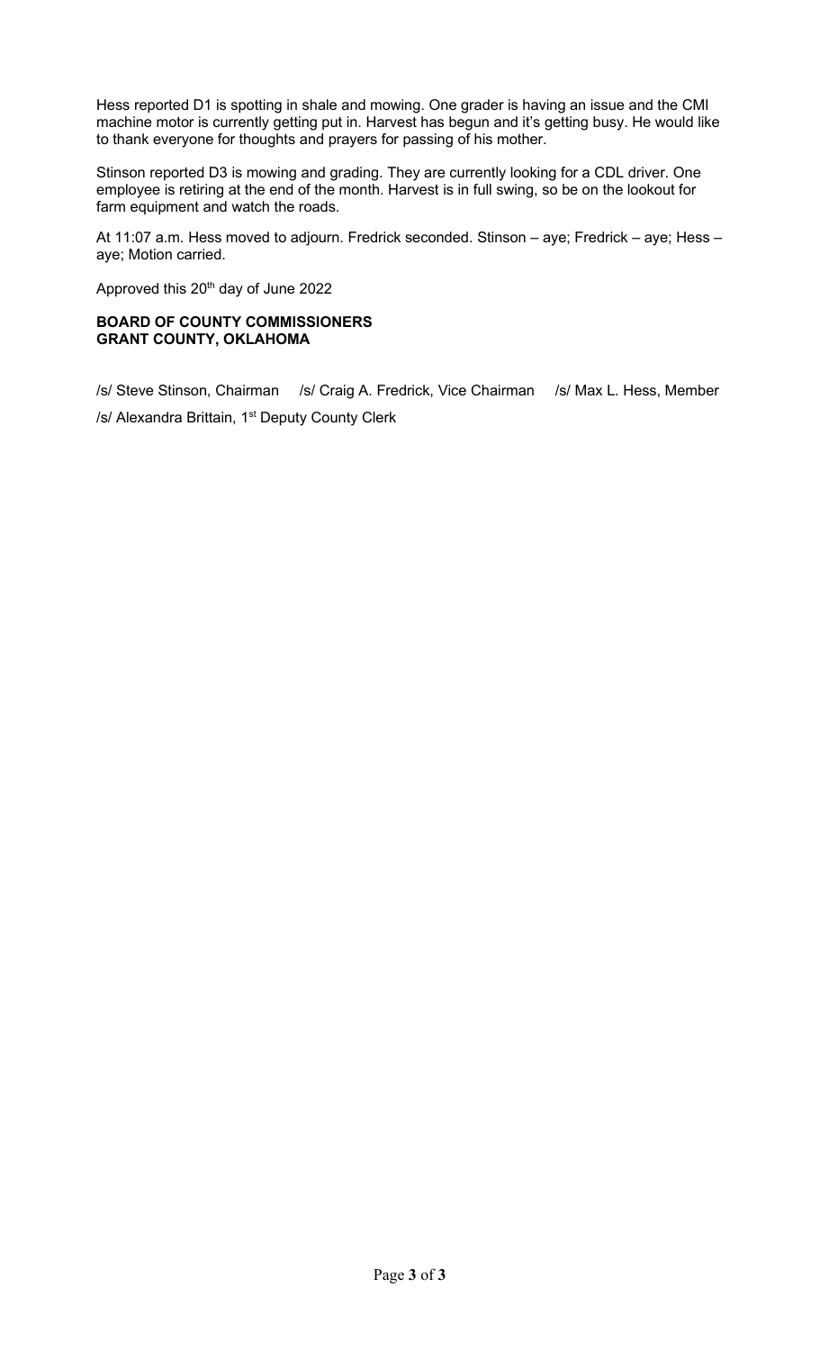Hess reported D1 is spotting in shale and mowing. One grader is having an issue and the CMI machine motor is currently getting put in. Harvest has begun and it's getting busy. He would like to thank everyone for thoughts and prayers for passing of his mother.

Stinson reported D3 is mowing and grading. They are currently looking for a CDL driver. One employee is retiring at the end of the month. Harvest is in full swing, so be on the lookout for farm equipment and watch the roads.

At 11:07 a.m. Hess moved to adjourn. Fredrick seconded. Stinson – aye; Fredrick – aye; Hess – aye; Motion carried.

Approved this 20th day of June 2022

**BOARD OF COUNTY COMMISSIONERS**
**GRANT COUNTY, OKLAHOMA**

/s/ Steve Stinson, Chairman /s/ Craig A. Fredrick, Vice Chairman /s/ Max L. Hess, Member

/s/ Alexandra Brittain, 1st Deputy County Clerk